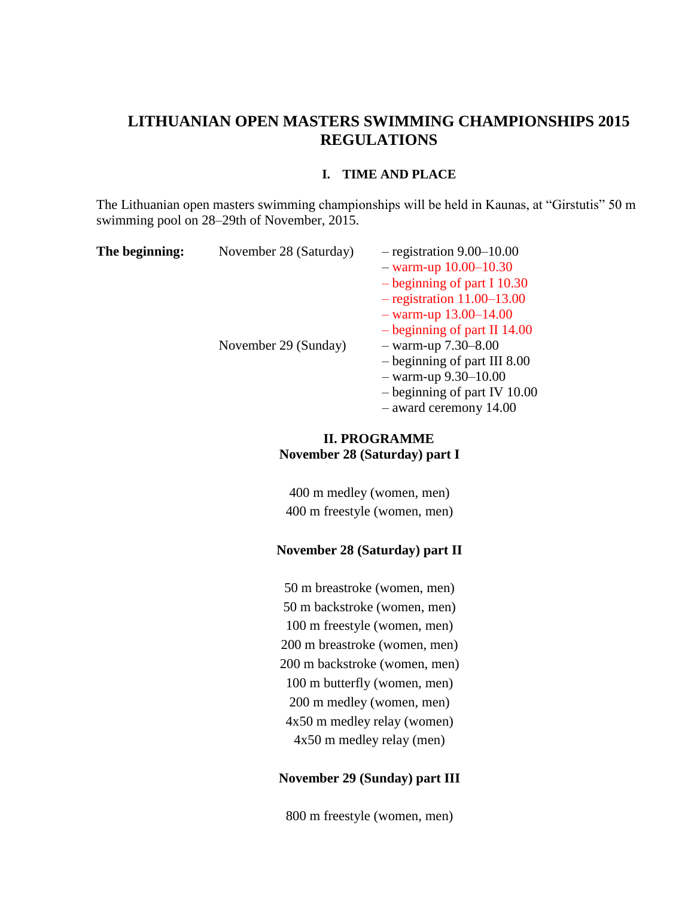# LITHUANIAN OPEN MASTERS SWIMMING CHAMPIONSHIPS 2015 REGULATIONS

## I. TIME AND PLACE

The Lithuanian open masters swimming championships will be held in Kaunas, at "Girstutis" 50 m swimming pool on 28–29th of November, 2015.

**The beginning:**

November 28 (Saturday)
- – registration 9.00–10.00
- – warm-up 10.00–10.30
- – beginning of part I 10.30
- – registration 11.00–13.00
- – warm-up 13.00–14.00
- – beginning of part II 14.00

November 29 (Sunday)
- – warm-up 7.30–8.00
- – beginning of part III 8.00
- – warm-up 9.30–10.00
- – beginning of part IV 10.00
- – award ceremony 14.00

## II. PROGRAMME

### November 28 (Saturday) part I

400 m medley (women, men)
400 m freestyle (women, men)

### November 28 (Saturday) part II

50 m breastroke (women, men)
50 m backstroke (women, men)
100 m freestyle (women, men)
200 m breastroke (women, men)
200 m backstroke (women, men)
100 m butterfly (women, men)
200 m medley (women, men)
4x50 m medley relay (women)
4x50 m medley relay (men)

### November 29 (Sunday) part III

800 m freestyle (women, men)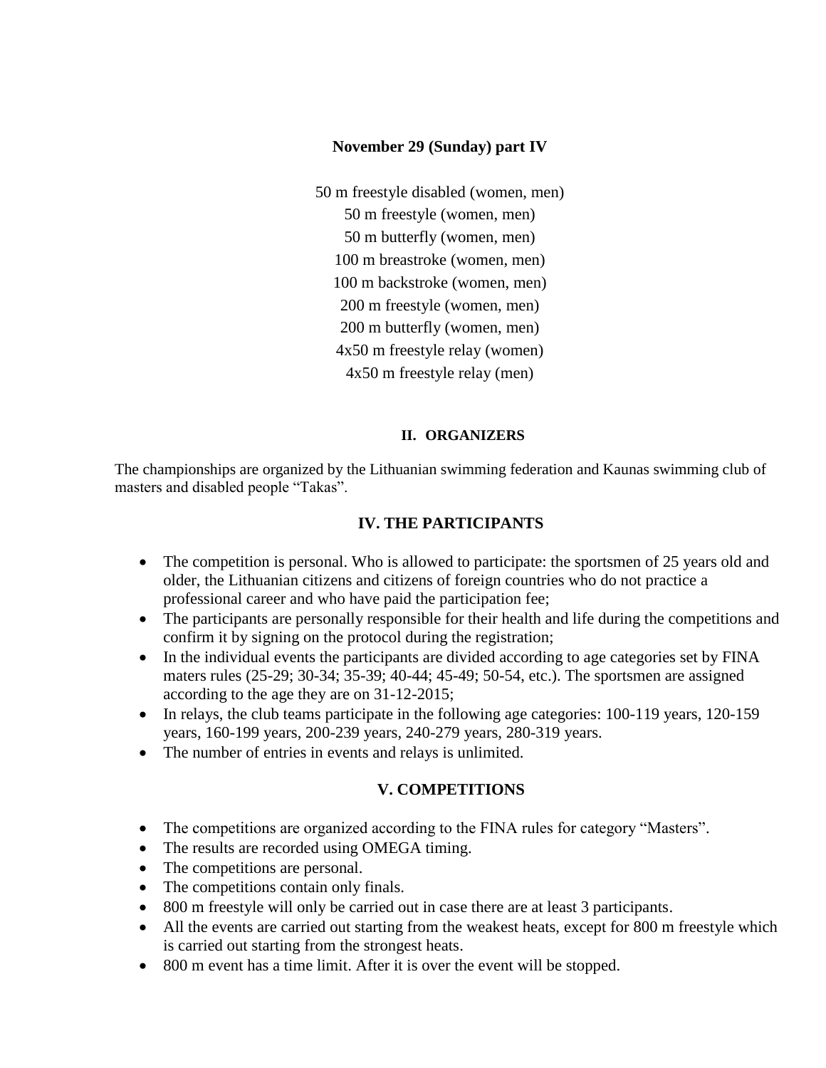**November 29 (Sunday) part IV**

50 m freestyle disabled (women, men)
50 m freestyle (women, men)
50 m butterfly (women, men)
100 m breastroke (women, men)
100 m backstroke (women, men)
200 m freestyle (women, men)
200 m butterfly (women, men)
4x50 m freestyle relay (women)
4x50 m freestyle relay (men)

## II. ORGANIZERS

The championships are organized by the Lithuanian swimming federation and Kaunas swimming club of masters and disabled people "Takas".

## IV. THE PARTICIPANTS

- The competition is personal. Who is allowed to participate: the sportsmen of 25 years old and older, the Lithuanian citizens and citizens of foreign countries who do not practice a professional career and who have paid the participation fee;
- The participants are personally responsible for their health and life during the competitions and confirm it by signing on the protocol during the registration;
- In the individual events the participants are divided according to age categories set by FINA maters rules (25-29; 30-34; 35-39; 40-44; 45-49; 50-54, etc.). The sportsmen are assigned according to the age they are on 31-12-2015;
- In relays, the club teams participate in the following age categories: 100-119 years, 120-159 years, 160-199 years, 200-239 years, 240-279 years, 280-319 years.
- The number of entries in events and relays is unlimited.

## V. COMPETITIONS

- The competitions are organized according to the FINA rules for category "Masters".
- The results are recorded using OMEGA timing.
- The competitions are personal.
- The competitions contain only finals.
- 800 m freestyle will only be carried out in case there are at least 3 participants.
- All the events are carried out starting from the weakest heats, except for 800 m freestyle which is carried out starting from the strongest heats.
- 800 m event has a time limit. After it is over the event will be stopped.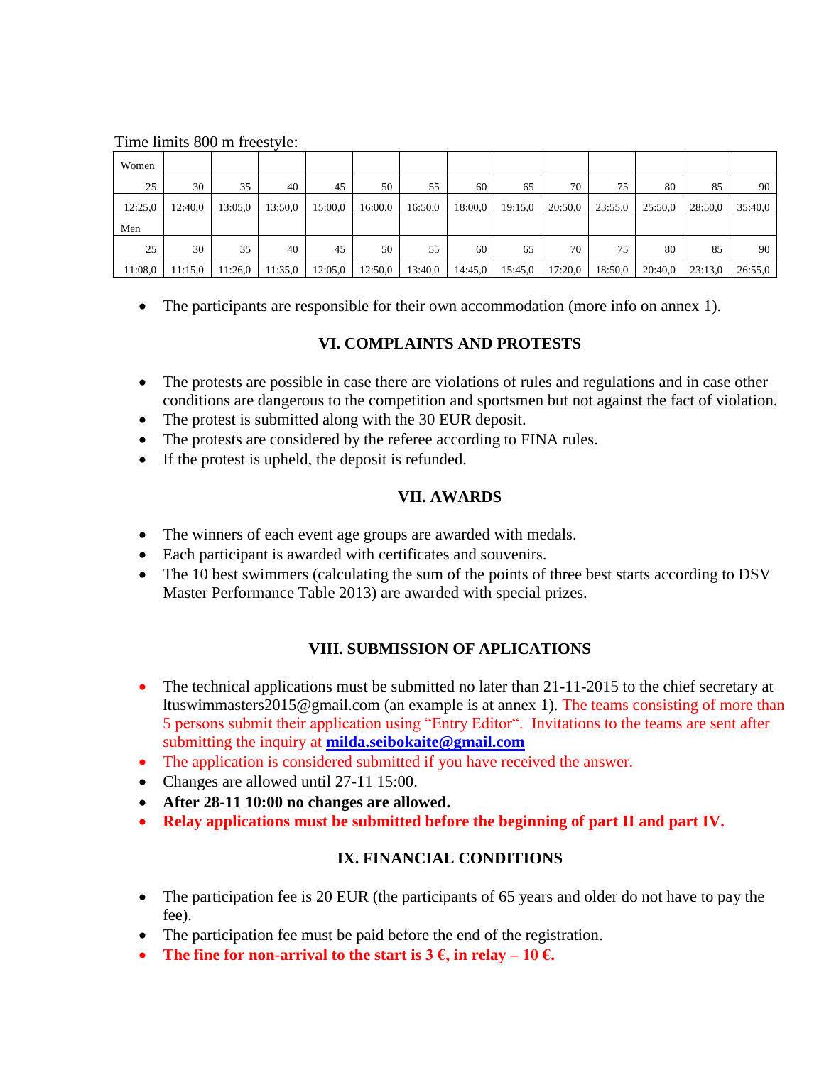Time limits 800 m freestyle:

| Women | | | | | | | | | | | | | |
|---|---|---|---|---|---|---|---|---|---|---|---|---|---|
| 25 | 30 | 35 | 40 | 45 | 50 | 55 | 60 | 65 | 70 | 75 | 80 | 85 | 90 |
| 12:25,0 | 12:40,0 | 13:05,0 | 13:50,0 | 15:00,0 | 16:00,0 | 16:50,0 | 18:00,0 | 19:15,0 | 20:50,0 | 23:55,0 | 25:50,0 | 28:50,0 | 35:40,0 |
| Men | | | | | | | | | | | | | |
| 25 | 30 | 35 | 40 | 45 | 50 | 55 | 60 | 65 | 70 | 75 | 80 | 85 | 90 |
| 11:08,0 | 11:15,0 | 11:26,0 | 11:35,0 | 12:05,0 | 12:50,0 | 13:40,0 | 14:45,0 | 15:45,0 | 17:20,0 | 18:50,0 | 20:40,0 | 23:13,0 | 26:55,0 |

- The participants are responsible for their own accommodation (more info on annex 1).

## VI. COMPLAINTS AND PROTESTS

- The protests are possible in case there are violations of rules and regulations and in case other conditions are dangerous to the competition and sportsmen but not against the fact of violation.
- The protest is submitted along with the 30 EUR deposit.
- The protests are considered by the referee according to FINA rules.
- If the protest is upheld, the deposit is refunded.

## VII. AWARDS

- The winners of each event age groups are awarded with medals.
- Each participant is awarded with certificates and souvenirs.
- The 10 best swimmers (calculating the sum of the points of three best starts according to DSV Master Performance Table 2013) are awarded with special prizes.

## VIII. SUBMISSION OF APLICATIONS

- The technical applications must be submitted no later than 21-11-2015 to the chief secretary at ltuswimmasters2015@gmail.com (an example is at annex 1). The teams consisting of more than 5 persons submit their application using "Entry Editor". Invitations to the teams are sent after submitting the inquiry at **milda.seibokaite@gmail.com**
- The application is considered submitted if you have received the answer.
- Changes are allowed until 27-11 15:00.
- **After 28-11 10:00 no changes are allowed.**
- **Relay applications must be submitted before the beginning of part II and part IV.**

## IX. FINANCIAL CONDITIONS

- The participation fee is 20 EUR (the participants of 65 years and older do not have to pay the fee).
- The participation fee must be paid before the end of the registration.
- **The fine for non-arrival to the start is 3 €, in relay – 10 €.**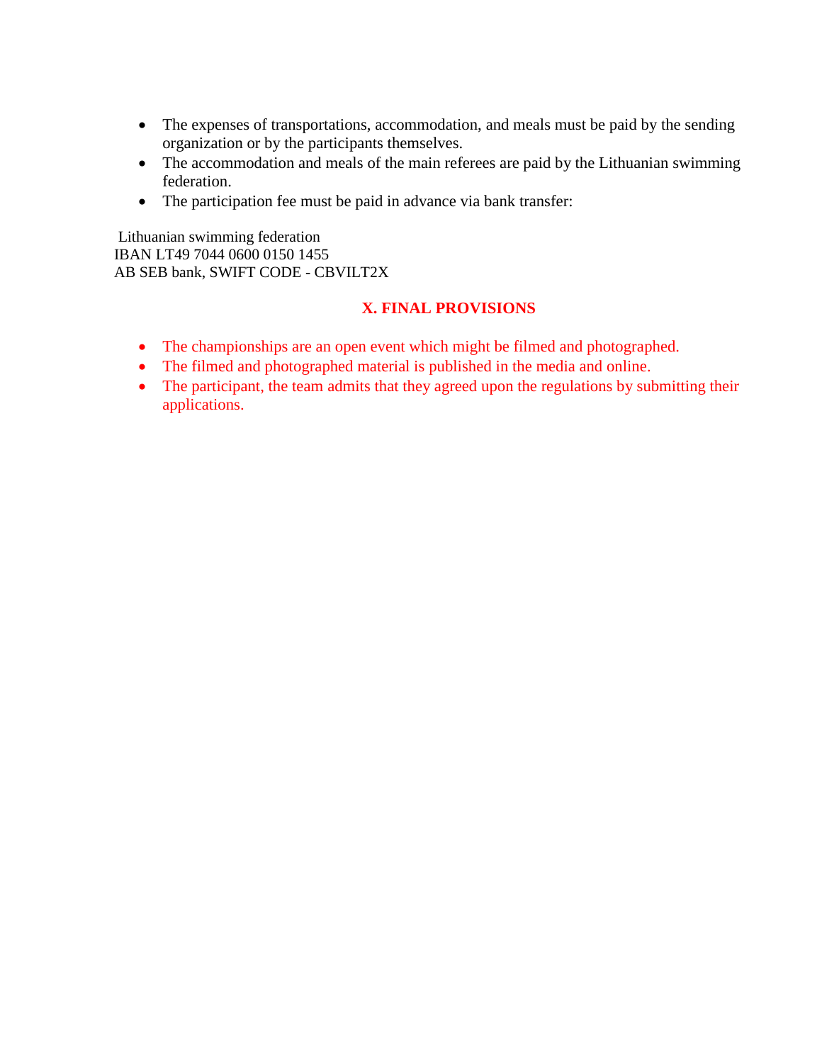- The expenses of transportations, accommodation, and meals must be paid by the sending organization or by the participants themselves.
- The accommodation and meals of the main referees are paid by the Lithuanian swimming federation.
- The participation fee must be paid in advance via bank transfer:

Lithuanian swimming federation
IBAN LT49 7044 0600 0150 1455
AB SEB bank, SWIFT CODE - CBVILT2X

## X. FINAL PROVISIONS

- The championships are an open event which might be filmed and photographed.
- The filmed and photographed material is published in the media and online.
- The participant, the team admits that they agreed upon the regulations by submitting their applications.